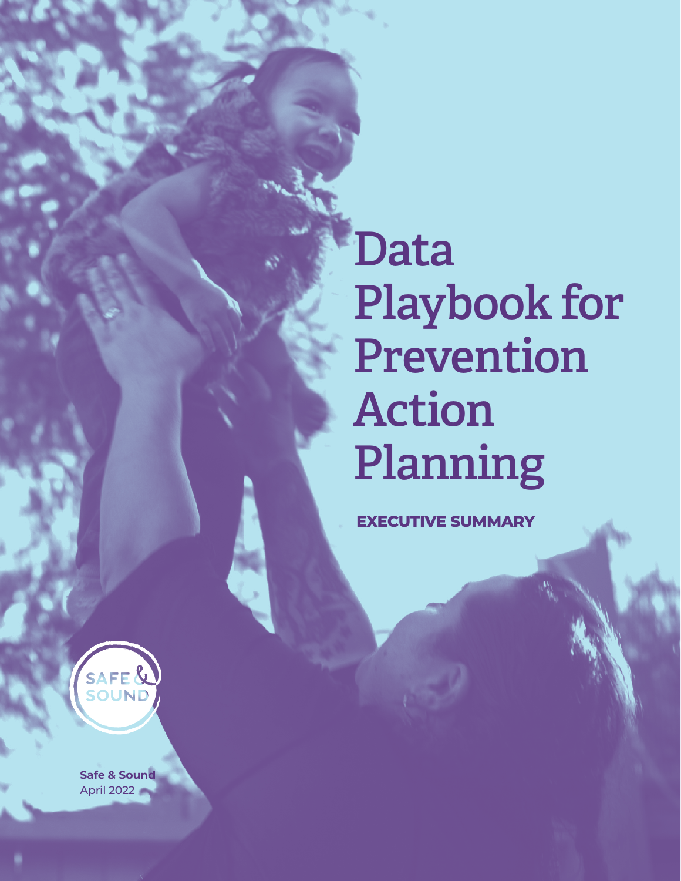# Data Playbook for Prevention Action Planning

**EXECUTIVE SUMMARY**

SAFE & SOUND

**Safe & Sound**
April 2022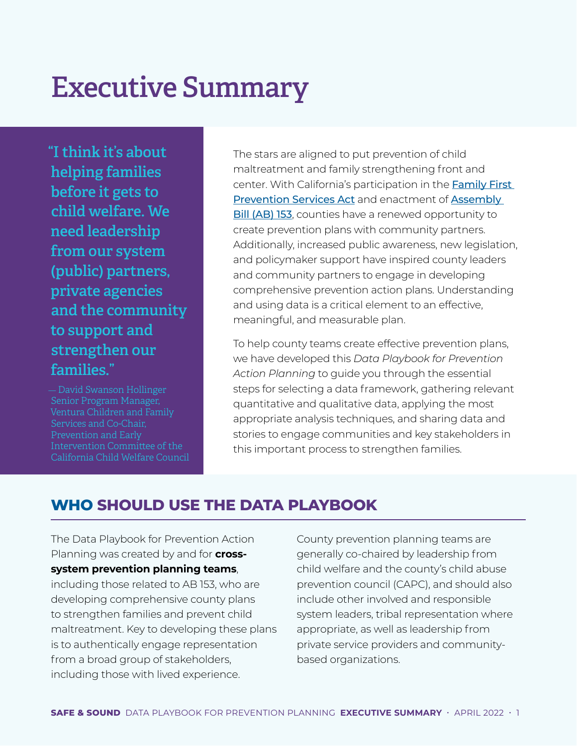# Executive Summary

> "I think it's about helping families before it gets to child welfare. We need leadership from our system (public) partners, private agencies and the community to support and strengthen our families."
>
> — David Swanson Hollinger Senior Program Manager, Ventura Children and Family Services and Co-Chair, Prevention and Early Intervention Committee of the California Child Welfare Council

The stars are aligned to put prevention of child maltreatment and family strengthening front and center. With California's participation in the Family First Prevention Services Act and enactment of Assembly Bill (AB) 153, counties have a renewed opportunity to create prevention plans with community partners. Additionally, increased public awareness, new legislation, and policymaker support have inspired county leaders and community partners to engage in developing comprehensive prevention action plans. Understanding and using data is a critical element to an effective, meaningful, and measurable plan.

To help county teams create effective prevention plans, we have developed this *Data Playbook for Prevention Action Planning* to guide you through the essential steps for selecting a data framework, gathering relevant quantitative and qualitative data, applying the most appropriate analysis techniques, and sharing data and stories to engage communities and key stakeholders in this important process to strengthen families.

## WHO SHOULD USE THE DATA PLAYBOOK

The Data Playbook for Prevention Action Planning was created by and for **cross-system prevention planning teams**, including those related to AB 153, who are developing comprehensive county plans to strengthen families and prevent child maltreatment. Key to developing these plans is to authentically engage representation from a broad group of stakeholders, including those with lived experience.

County prevention planning teams are generally co-chaired by leadership from child welfare and the county's child abuse prevention council (CAPC), and should also include other involved and responsible system leaders, tribal representation where appropriate, as well as leadership from private service providers and community-based organizations.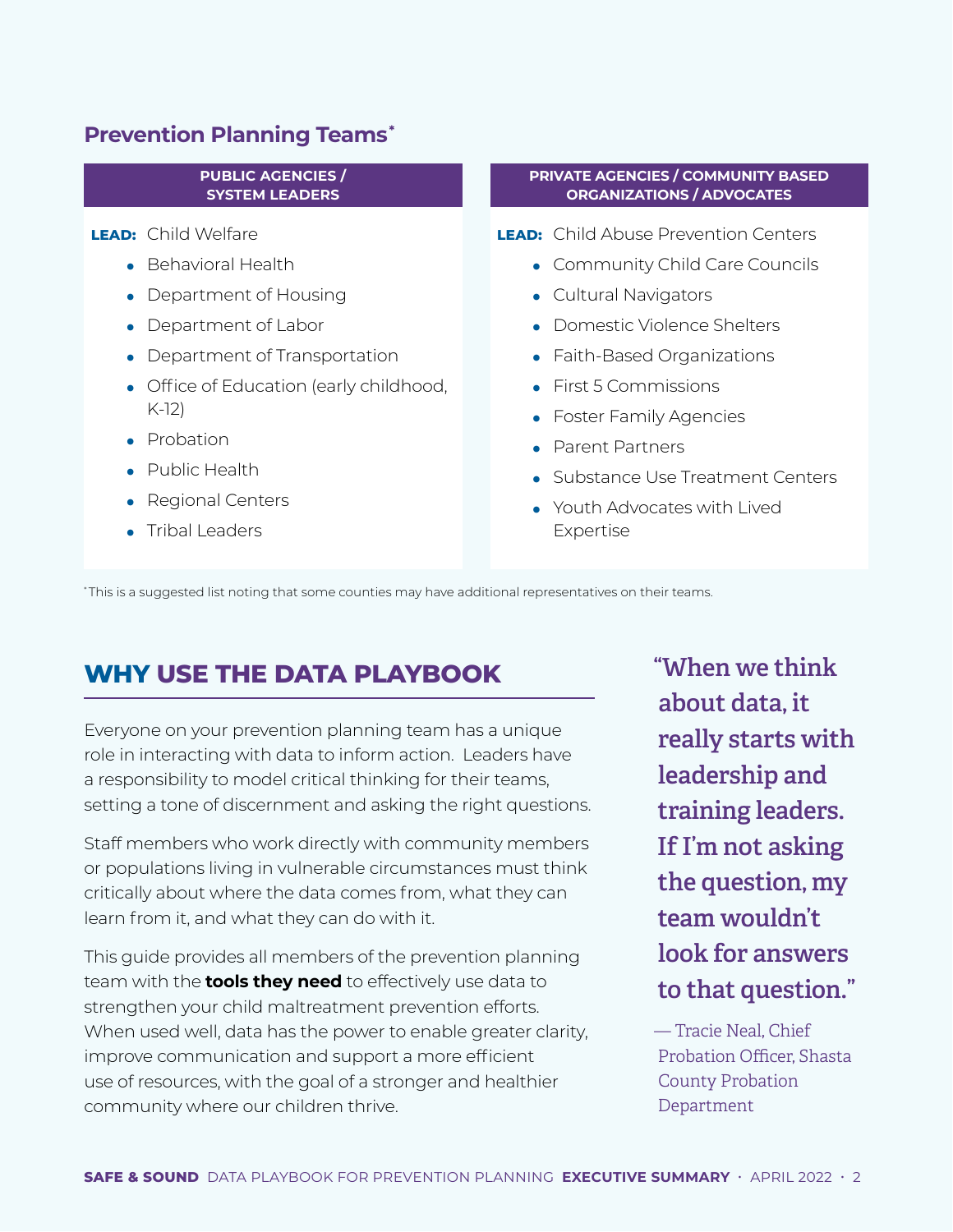## Prevention Planning Teams*

| PUBLIC AGENCIES / SYSTEM LEADERS | PRIVATE AGENCIES / COMMUNITY BASED ORGANIZATIONS / ADVOCATES |
|---|---|
| **LEAD:** Child Welfare | **LEAD:** Child Abuse Prevention Centers |
| • Behavioral Health | • Community Child Care Councils |
| • Department of Housing | • Cultural Navigators |
| • Department of Labor | • Domestic Violence Shelters |
| • Department of Transportation | • Faith-Based Organizations |
| • Office of Education (early childhood, K-12) | • First 5 Commissions |
| • Probation | • Foster Family Agencies |
| • Public Health | • Parent Partners |
| • Regional Centers | • Substance Use Treatment Centers |
| • Tribal Leaders | • Youth Advocates with Lived Expertise |

*This is a suggested list noting that some counties may have additional representatives on their teams.

## WHY USE THE DATA PLAYBOOK

Everyone on your prevention planning team has a unique role in interacting with data to inform action. Leaders have a responsibility to model critical thinking for their teams, setting a tone of discernment and asking the right questions.

Staff members who work directly with community members or populations living in vulnerable circumstances must think critically about where the data comes from, what they can learn from it, and what they can do with it.

This guide provides all members of the prevention planning team with the **tools they need** to effectively use data to strengthen your child maltreatment prevention efforts. When used well, data has the power to enable greater clarity, improve communication and support a more efficient use of resources, with the goal of a stronger and healthier community where our children thrive.

> **"When we think about data, it really starts with leadership and training leaders. If I'm not asking the question, my team wouldn't look for answers to that question."**
>
> — Tracie Neal, Chief Probation Officer, Shasta County Probation Department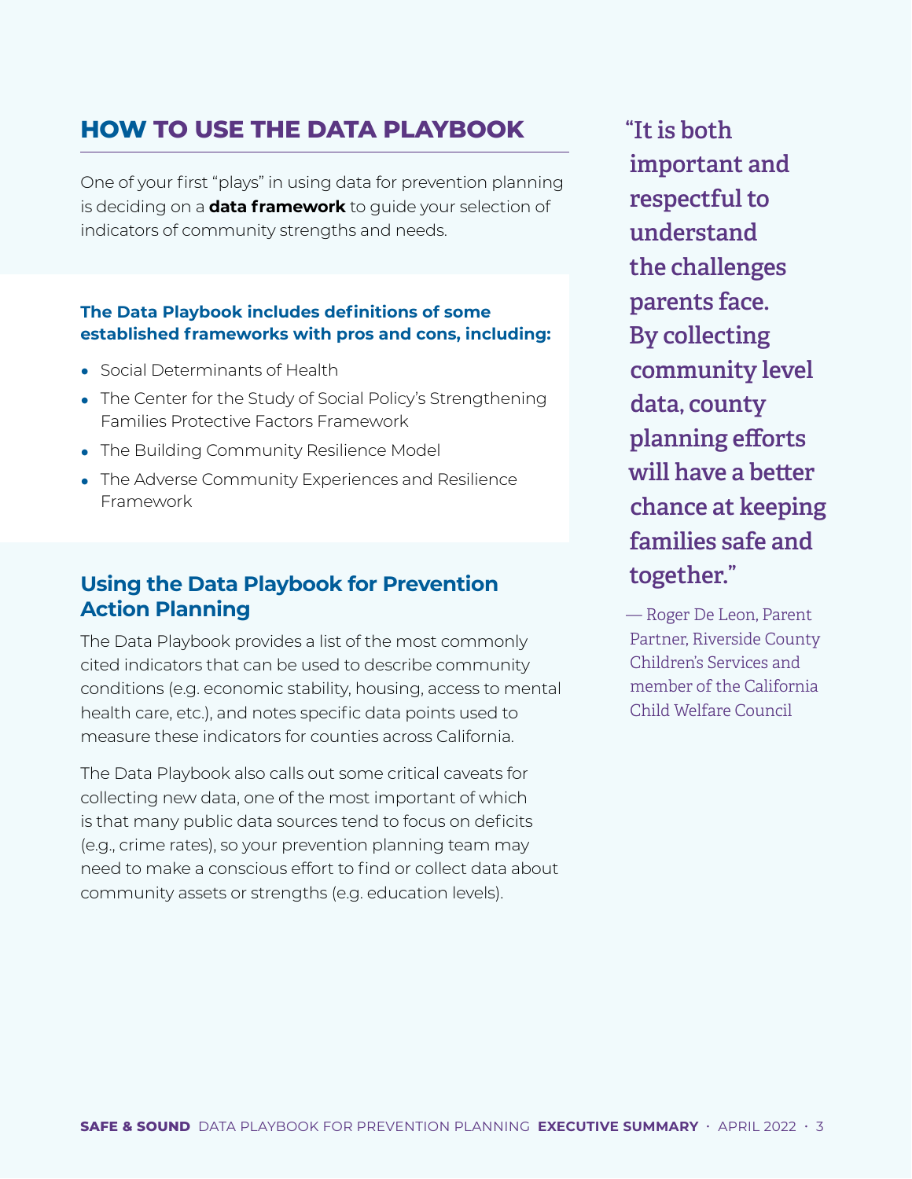## HOW TO USE THE DATA PLAYBOOK

One of your first "plays" in using data for prevention planning is deciding on a **data framework** to guide your selection of indicators of community strengths and needs.

**The Data Playbook includes definitions of some established frameworks with pros and cons, including:**

- Social Determinants of Health
- The Center for the Study of Social Policy's Strengthening Families Protective Factors Framework
- The Building Community Resilience Model
- The Adverse Community Experiences and Resilience Framework

### Using the Data Playbook for Prevention Action Planning

The Data Playbook provides a list of the most commonly cited indicators that can be used to describe community conditions (e.g. economic stability, housing, access to mental health care, etc.), and notes specific data points used to measure these indicators for counties across California.

The Data Playbook also calls out some critical caveats for collecting new data, one of the most important of which is that many public data sources tend to focus on deficits (e.g., crime rates), so your prevention planning team may need to make a conscious effort to find or collect data about community assets or strengths (e.g. education levels).

> **"It is both important and respectful to understand the challenges parents face. By collecting community level data, county planning efforts will have a better chance at keeping families safe and together."**
>
> — Roger De Leon, Parent Partner, Riverside County Children's Services and member of the California Child Welfare Council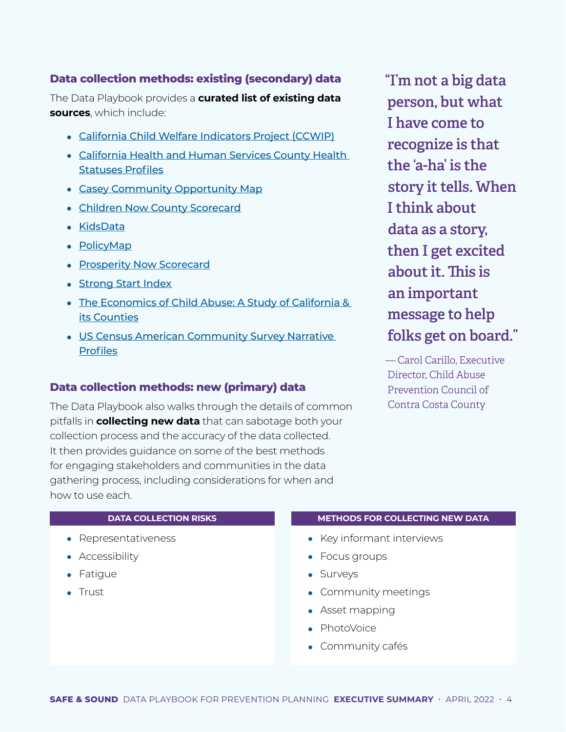## Data collection methods: existing (secondary) data

The Data Playbook provides a **curated list of existing data sources**, which include:

- California Child Welfare Indicators Project (CCWIP)
- California Health and Human Services County Health Statuses Profiles
- Casey Community Opportunity Map
- Children Now County Scorecard
- KidsData
- PolicyMap
- Prosperity Now Scorecard
- Strong Start Index
- The Economics of Child Abuse: A Study of California & its Counties
- US Census American Community Survey Narrative Profiles

## Data collection methods: new (primary) data

The Data Playbook also walks through the details of common pitfalls in **collecting new data** that can sabotage both your collection process and the accuracy of the data collected. It then provides guidance on some of the best methods for engaging stakeholders and communities in the data gathering process, including considerations for when and how to use each.

**DATA COLLECTION RISKS**

- Representativeness
- Accessibility
- Fatigue
- Trust

**METHODS FOR COLLECTING NEW DATA**

- Key informant interviews
- Focus groups
- Surveys
- Community meetings
- Asset mapping
- PhotoVoice
- Community cafés

> "I'm not a big data person, but what I have come to recognize is that the 'a-ha' is the story it tells. When I think about data as a story, then I get excited about it. This is an important message to help folks get on board."
>
> — Carol Carillo, Executive Director, Child Abuse Prevention Council of Contra Costa County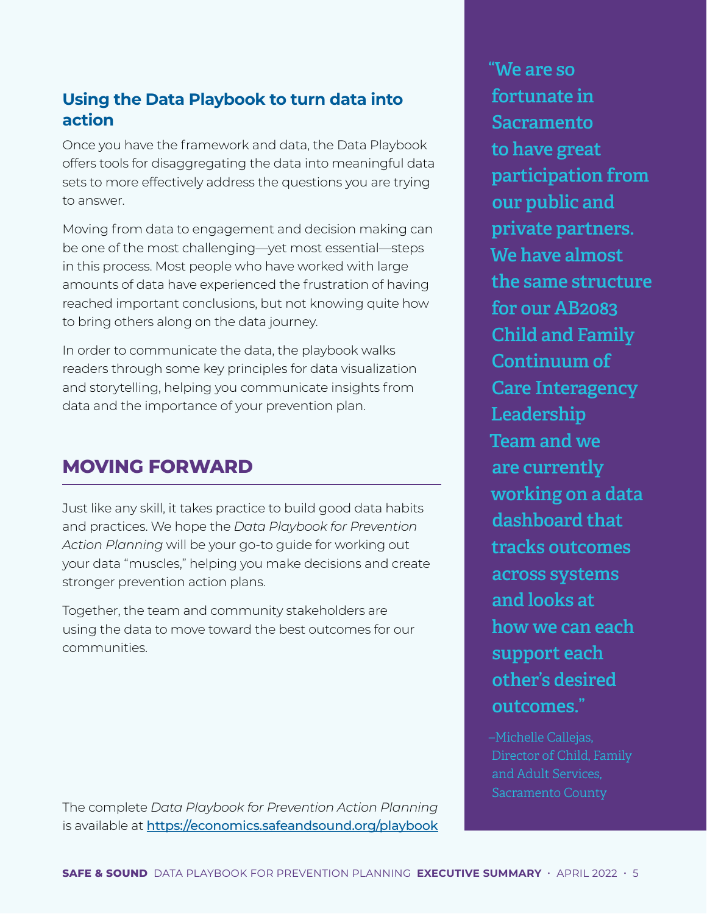### Using the Data Playbook to turn data into action

Once you have the framework and data, the Data Playbook offers tools for disaggregating the data into meaningful data sets to more effectively address the questions you are trying to answer.

Moving from data to engagement and decision making can be one of the most challenging—yet most essential—steps in this process. Most people who have worked with large amounts of data have experienced the frustration of having reached important conclusions, but not knowing quite how to bring others along on the data journey.

In order to communicate the data, the playbook walks readers through some key principles for data visualization and storytelling, helping you communicate insights from data and the importance of your prevention plan.

## MOVING FORWARD

Just like any skill, it takes practice to build good data habits and practices. We hope the *Data Playbook for Prevention Action Planning* will be your go-to guide for working out your data "muscles," helping you make decisions and create stronger prevention action plans.

Together, the team and community stakeholders are using the data to move toward the best outcomes for our communities.

The complete *Data Playbook for Prevention Action Planning* is available at [https://economics.safeandsound.org/playbook](https://economics.safeandsound.org/playbook)

> "We are so fortunate in Sacramento to have great participation from our public and private partners. We have almost the same structure for our AB2083 Child and Family Continuum of Care Interagency Leadership Team and we are currently working on a data dashboard that tracks outcomes across systems and looks at how we can each support each other's desired outcomes."
>
> –Michelle Callejas, Director of Child, Family and Adult Services, Sacramento County